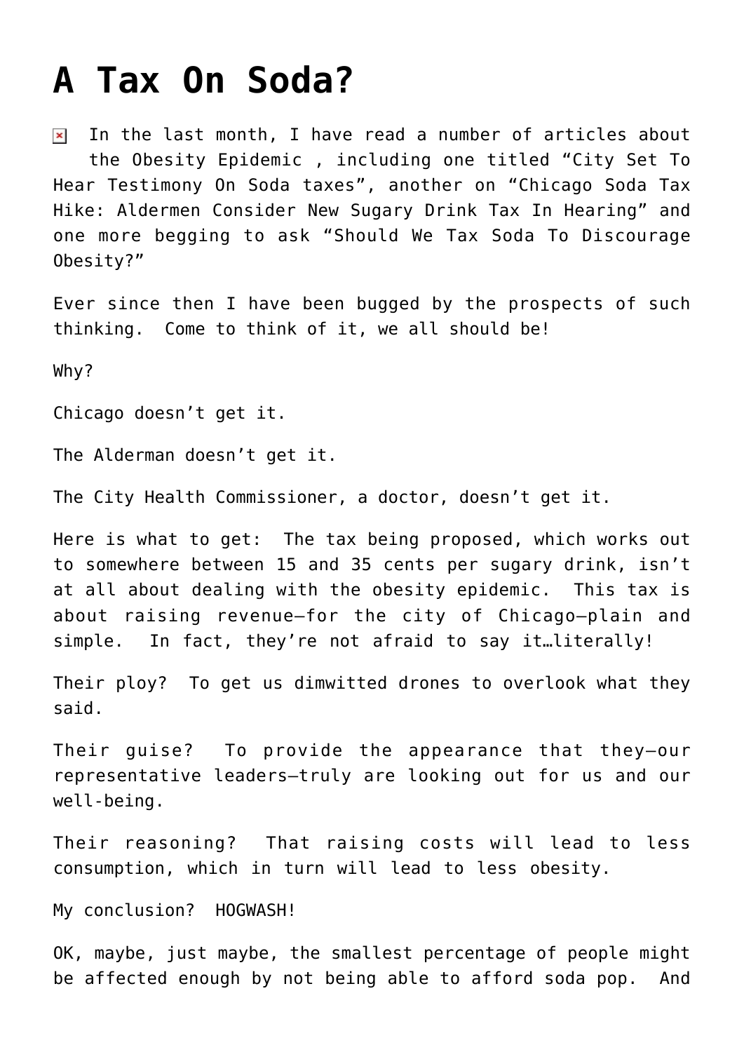# A Tax On Soda?

In the last month, I have read a number of articles about the Obesity Epidemic , including one titled "City Set To Hear Testimony On Soda taxes", another on "Chicago Soda Tax Hike: Aldermen Consider New Sugary Drink Tax In Hearing" and one more begging to ask "Should We Tax Soda To Discourage Obesity?"

Ever since then I have been bugged by the prospects of such thinking.  Come to think of it, we all should be!

Why?

Chicago doesn't get it.

The Alderman doesn't get it.

The City Health Commissioner, a doctor, doesn't get it.

Here is what to get:  The tax being proposed, which works out to somewhere between 15 and 35 cents per sugary drink, isn't at all about dealing with the obesity epidemic.  This tax is about raising revenue—for the city of Chicago—plain and simple.  In fact, they're not afraid to say it…literally!

Their ploy?  To get us dimwitted drones to overlook what they said.

Their guise?  To provide the appearance that they—our representative leaders—truly are looking out for us and our well-being.

Their reasoning?  That raising costs will lead to less consumption, which in turn will lead to less obesity.

My conclusion?  HOGWASH!

OK, maybe, just maybe, the smallest percentage of people might be affected enough by not being able to afford soda pop.  And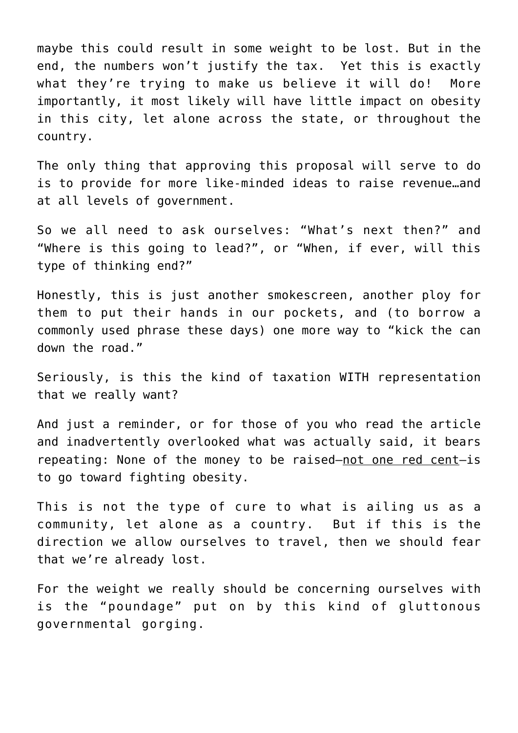maybe this could result in some weight to be lost. But in the end, the numbers won't justify the tax. Yet this is exactly what they're trying to make us believe it will do! More importantly, it most likely will have little impact on obesity in this city, let alone across the state, or throughout the country.

The only thing that approving this proposal will serve to do is to provide for more like-minded ideas to raise revenue…and at all levels of government.

So we all need to ask ourselves: "What's next then?" and "Where is this going to lead?", or "When, if ever, will this type of thinking end?"

Honestly, this is just another smokescreen, another ploy for them to put their hands in our pockets, and (to borrow a commonly used phrase these days) one more way to "kick the can down the road."

Seriously, is this the kind of taxation WITH representation that we really want?

And just a reminder, or for those of you who read the article and inadvertently overlooked what was actually said, it bears repeating: None of the money to be raised—<u>not one red cent</u>—is to go toward fighting obesity.

This is not the type of cure to what is ailing us as a community, let alone as a country. But if this is the direction we allow ourselves to travel, then we should fear that we're already lost.

For the weight we really should be concerning ourselves with is the "poundage" put on by this kind of gluttonous governmental gorging.